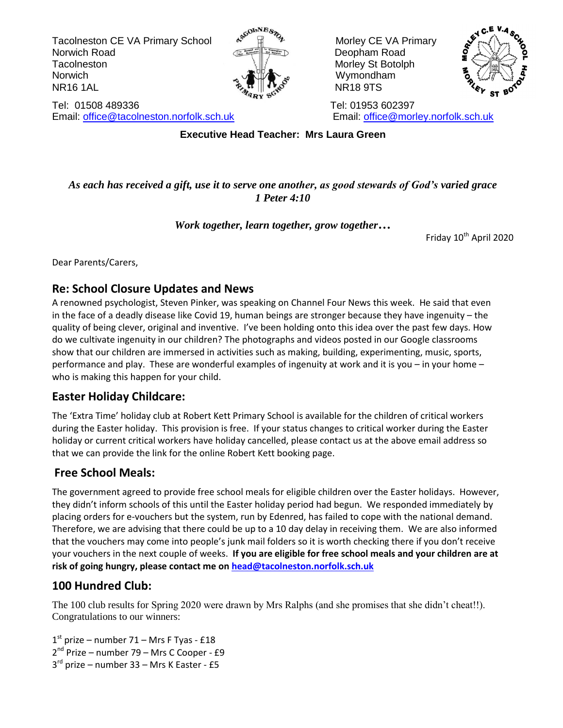Tacolneston CE VA Primary School
Norwich Road
Tacolneston
Norwich
NR16 1AL

Tel: 01508 489336
Email: office@tacolneston.norfolk.sch.uk

Morley CE VA Primary
Deopham Road
Morley St Botolph
Wymondham
NR18 9TS

Tel: 01953 602397
Email: office@morley.norfolk.sch.uk

**Executive Head Teacher: Mrs Laura Green**

***As each has received a gift, use it to serve one another, as good stewards of God's varied grace***
***1 Peter 4:10***

***Work together, learn together, grow together…***

Friday 10th April 2020

Dear Parents/Carers,

## Re: School Closure Updates and News

A renowned psychologist, Steven Pinker, was speaking on Channel Four News this week. He said that even in the face of a deadly disease like Covid 19, human beings are stronger because they have ingenuity – the quality of being clever, original and inventive. I've been holding onto this idea over the past few days. How do we cultivate ingenuity in our children? The photographs and videos posted in our Google classrooms show that our children are immersed in activities such as making, building, experimenting, music, sports, performance and play. These are wonderful examples of ingenuity at work and it is you – in your home – who is making this happen for your child.

## Easter Holiday Childcare:

The 'Extra Time' holiday club at Robert Kett Primary School is available for the children of critical workers during the Easter holiday. This provision is free. If your status changes to critical worker during the Easter holiday or current critical workers have holiday cancelled, please contact us at the above email address so that we can provide the link for the online Robert Kett booking page.

## Free School Meals:

The government agreed to provide free school meals for eligible children over the Easter holidays. However, they didn't inform schools of this until the Easter holiday period had begun. We responded immediately by placing orders for e-vouchers but the system, run by Edenred, has failed to cope with the national demand. Therefore, we are advising that there could be up to a 10 day delay in receiving them. We are also informed that the vouchers may come into people's junk mail folders so it is worth checking there if you don't receive your vouchers in the next couple of weeks. **If you are eligible for free school meals and your children are at risk of going hungry, please contact me on head@tacolneston.norfolk.sch.uk**

## 100 Hundred Club:

The 100 club results for Spring 2020 were drawn by Mrs Ralphs (and she promises that she didn't cheat!!). Congratulations to our winners:

1st prize – number 71 – Mrs F Tyas - £18
2nd Prize – number 79 – Mrs C Cooper - £9
3rd prize – number 33 – Mrs K Easter - £5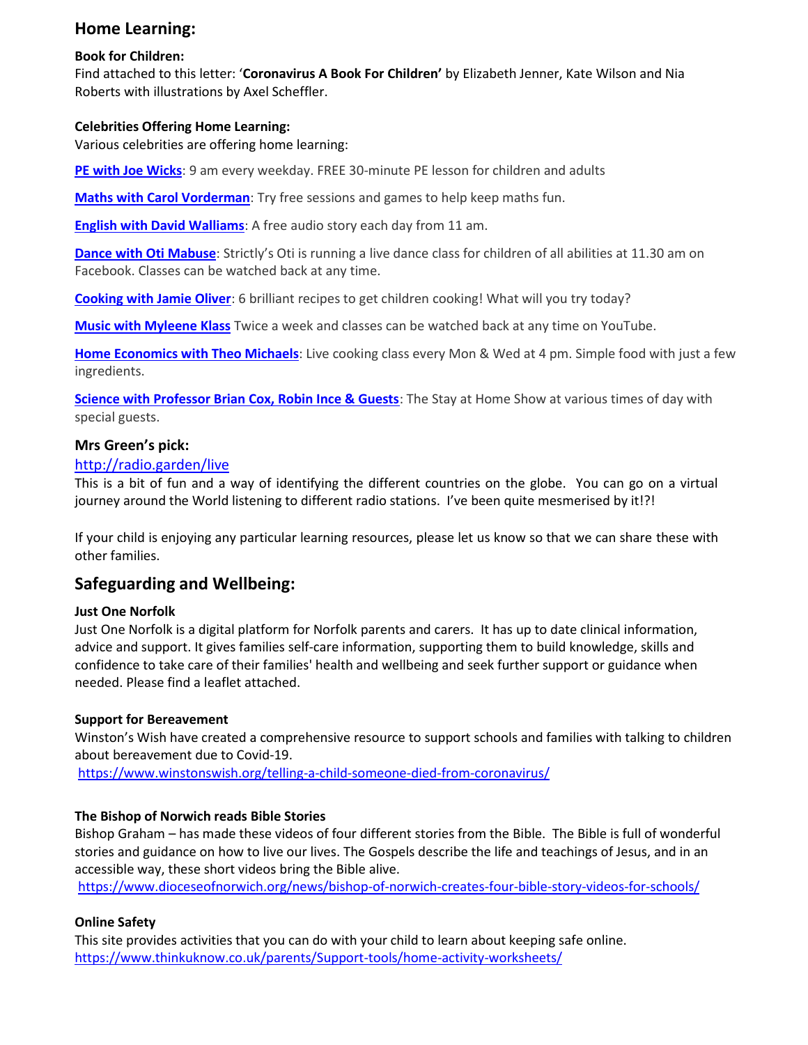## Home Learning:

**Book for Children:**
Find attached to this letter: '**Coronavirus A Book For Children'** by Elizabeth Jenner, Kate Wilson and Nia Roberts with illustrations by Axel Scheffler.

**Celebrities Offering Home Learning:**
Various celebrities are offering home learning:

**PE with Joe Wicks**: 9 am every weekday. FREE 30-minute PE lesson for children and adults

**Maths with Carol Vorderman**: Try free sessions and games to help keep maths fun.

**English with David Walliams**: A free audio story each day from 11 am.

**Dance with Oti Mabuse**: Strictly's Oti is running a live dance class for children of all abilities at 11.30 am on Facebook. Classes can be watched back at any time.

**Cooking with Jamie Oliver**: 6 brilliant recipes to get children cooking! What will you try today?

**Music with Myleene Klass** Twice a week and classes can be watched back at any time on YouTube.

**Home Economics with Theo Michaels**: Live cooking class every Mon & Wed at 4 pm. Simple food with just a few ingredients.

**Science with Professor Brian Cox, Robin Ince & Guests**: The Stay at Home Show at various times of day with special guests.

### Mrs Green's pick:

http://radio.garden/live

This is a bit of fun and a way of identifying the different countries on the globe. You can go on a virtual journey around the World listening to different radio stations. I've been quite mesmerised by it!?!

If your child is enjoying any particular learning resources, please let us know so that we can share these with other families.

## Safeguarding and Wellbeing:

**Just One Norfolk**
Just One Norfolk is a digital platform for Norfolk parents and carers. It has up to date clinical information, advice and support. It gives families self-care information, supporting them to build knowledge, skills and confidence to take care of their families' health and wellbeing and seek further support or guidance when needed. Please find a leaflet attached.

**Support for Bereavement**
Winston's Wish have created a comprehensive resource to support schools and families with talking to children about bereavement due to Covid-19.
https://www.winstonswish.org/telling-a-child-someone-died-from-coronavirus/

**The Bishop of Norwich reads Bible Stories**
Bishop Graham – has made these videos of four different stories from the Bible. The Bible is full of wonderful stories and guidance on how to live our lives. The Gospels describe the life and teachings of Jesus, and in an accessible way, these short videos bring the Bible alive.
https://www.dioceseofnorwich.org/news/bishop-of-norwich-creates-four-bible-story-videos-for-schools/

**Online Safety**
This site provides activities that you can do with your child to learn about keeping safe online.
https://www.thinkuknow.co.uk/parents/Support-tools/home-activity-worksheets/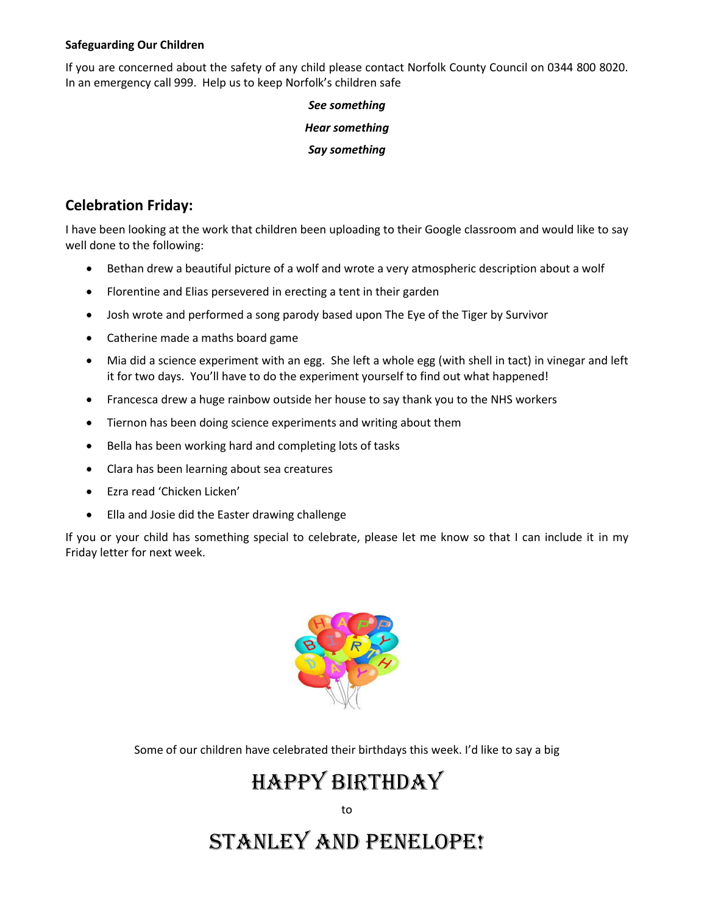**Safeguarding Our Children**

If you are concerned about the safety of any child please contact Norfolk County Council on 0344 800 8020. In an emergency call 999. Help us to keep Norfolk's children safe

***See something***

***Hear something***

***Say something***

## Celebration Friday:

I have been looking at the work that children been uploading to their Google classroom and would like to say well done to the following:

- Bethan drew a beautiful picture of a wolf and wrote a very atmospheric description about a wolf
- Florentine and Elias persevered in erecting a tent in their garden
- Josh wrote and performed a song parody based upon The Eye of the Tiger by Survivor
- Catherine made a maths board game
- Mia did a science experiment with an egg. She left a whole egg (with shell in tact) in vinegar and left it for two days. You'll have to do the experiment yourself to find out what happened!
- Francesca drew a huge rainbow outside her house to say thank you to the NHS workers
- Tiernon has been doing science experiments and writing about them
- Bella has been working hard and completing lots of tasks
- Clara has been learning about sea creatures
- Ezra read 'Chicken Licken'
- Ella and Josie did the Easter drawing challenge

If you or your child has something special to celebrate, please let me know so that I can include it in my Friday letter for next week.

Some of our children have celebrated their birthdays this week. I'd like to say a big

# HAPPY BIRTHDAY

to

# STANLEY AND PENELOPE!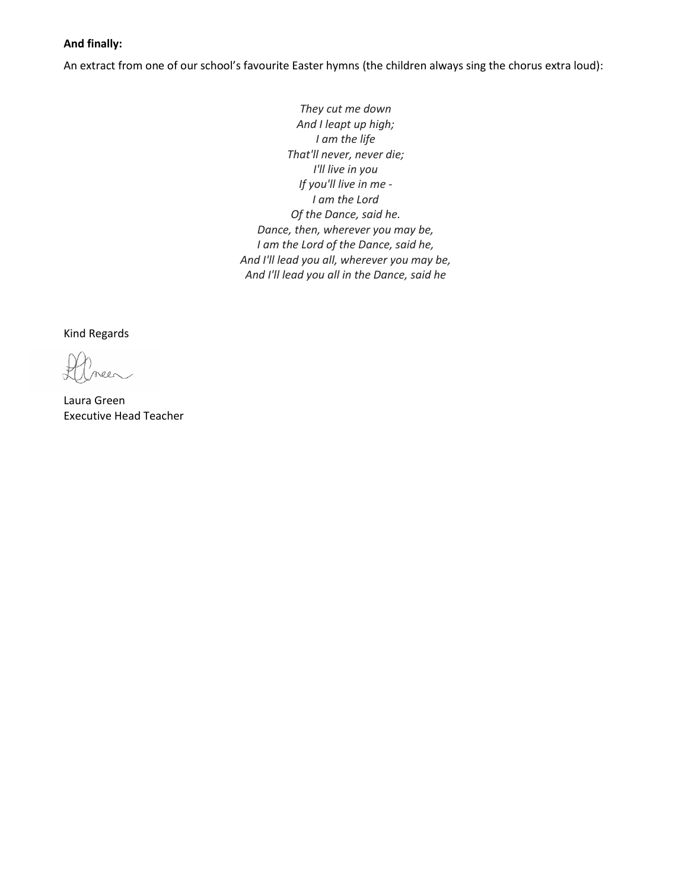**And finally:**

An extract from one of our school's favourite Easter hymns (the children always sing the chorus extra loud):

*They cut me down*
*And I leapt up high;*
*I am the life*
*That'll never, never die;*
*I'll live in you*
*If you'll live in me -*
*I am the Lord*
*Of the Dance, said he.*
*Dance, then, wherever you may be,*
*I am the Lord of the Dance, said he,*
*And I'll lead you all, wherever you may be,*
*And I'll lead you all in the Dance, said he*

Kind Regards

Laura Green
Executive Head Teacher